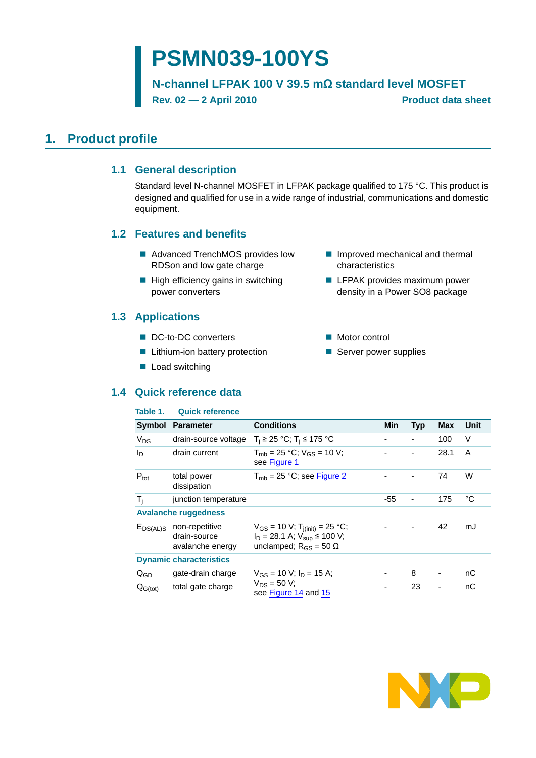# PSMN039-100YS

## N-channel LFPAK 100 V 39.5 mΩ standard level MOSFET

**Rev. 02 — 2 April 2010** **Product data sheet**

## 1. Product profile

### 1.1 General description

Standard level N-channel MOSFET in LFPAK package qualified to 175 °C. This product is designed and qualified for use in a wide range of industrial, communications and domestic equipment.

### 1.2 Features and benefits

- Advanced TrenchMOS provides low RDSon and low gate charge
- High efficiency gains in switching power converters
- Improved mechanical and thermal characteristics
- LFPAK provides maximum power density in a Power SO8 package

### 1.3 Applications

- DC-to-DC converters
- Lithium-ion battery protection
- Load switching
- Motor control
- Server power supplies

### 1.4 Quick reference data

**Table 1. Quick reference**

| Symbol | Parameter | Conditions | Min | Typ | Max | Unit |
|---|---|---|---|---|---|---|
| $V_{DS}$ | drain-source voltage | $T_j \geq 25$ °C; $T_j \leq 175$ °C | - | - | 100 | V |
| $I_D$ | drain current | $T_{mb} = 25$ °C; $V_{GS} = 10$ V; see Figure 1 | - | - | 28.1 | A |
| $P_{tot}$ | total power dissipation | $T_{mb} = 25$ °C; see Figure 2 | - | - | 74 | W |
| $T_j$ | junction temperature | | -55 | - | 175 | °C |
| **Avalanche ruggedness** | | | | | | |
| $E_{DS(AL)S}$ | non-repetitive drain-source avalanche energy | $V_{GS} = 10$ V; $T_{j(init)} = 25$ °C; $I_D = 28.1$ A; $V_{sup} \leq 100$ V; unclamped; $R_{GS} = 50$ Ω | - | - | 42 | mJ |
| **Dynamic characteristics** | | | | | | |
| $Q_{GD}$ | gate-drain charge | $V_{GS} = 10$ V; $I_D = 15$ A; $V_{DS} = 50$ V; see Figure 14 and 15 | - | 8 | - | nC |
| $Q_{G(tot)}$ | total gate charge | | - | 23 | - | nC |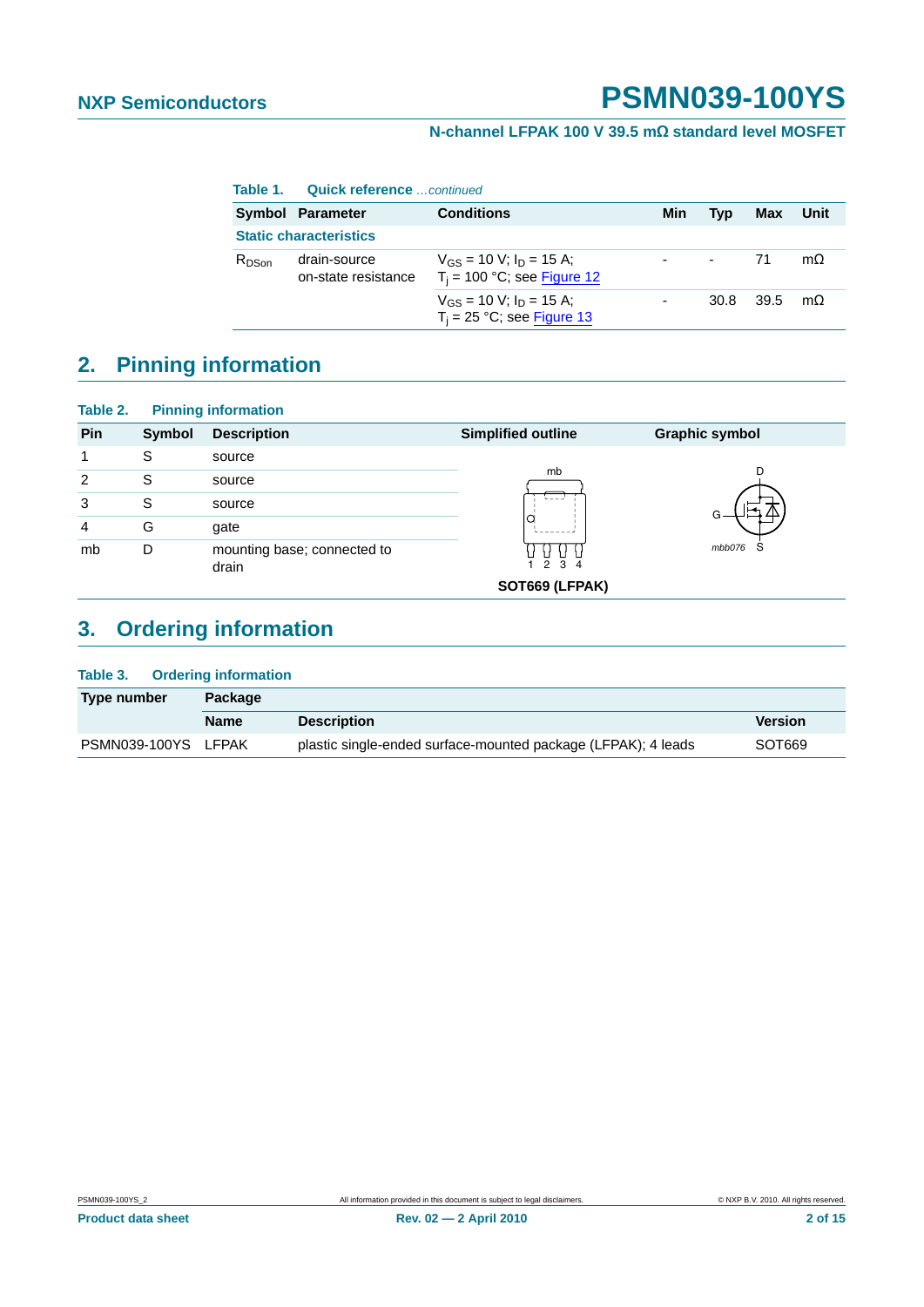**Table 1. Quick reference** *...continued*

| Symbol | Parameter | Conditions | Min | Typ | Max | Unit |
|---|---|---|---|---|---|---|
| **Static characteristics** | | | | | | |
| $R_{DSon}$ | drain-source on-state resistance | $V_{GS}$ = 10 V; $I_D$ = 15 A; $T_j$ = 100 °C; see Figure 12 | - | - | 71 | mΩ |
| | | $V_{GS}$ = 10 V; $I_D$ = 15 A; $T_j$ = 25 °C; see Figure 13 | - | 30.8 | 39.5 | mΩ |

## 2. Pinning information

**Table 2. Pinning information**

| Pin | Symbol | Description | Simplified outline | Graphic symbol |
|---|---|---|---|---|
| 1 | S | source | SOT669 (LFPAK) | mbb076 |
| 2 | S | source | | |
| 3 | S | source | | |
| 4 | G | gate | | |
| mb | D | mounting base; connected to drain | | |

## 3. Ordering information

**Table 3. Ordering information**

| Type number | Package | | |
|---|---|---|---|
| | **Name** | **Description** | **Version** |
| PSMN039-100YS | LFPAK | plastic single-ended surface-mounted package (LFPAK); 4 leads | SOT669 |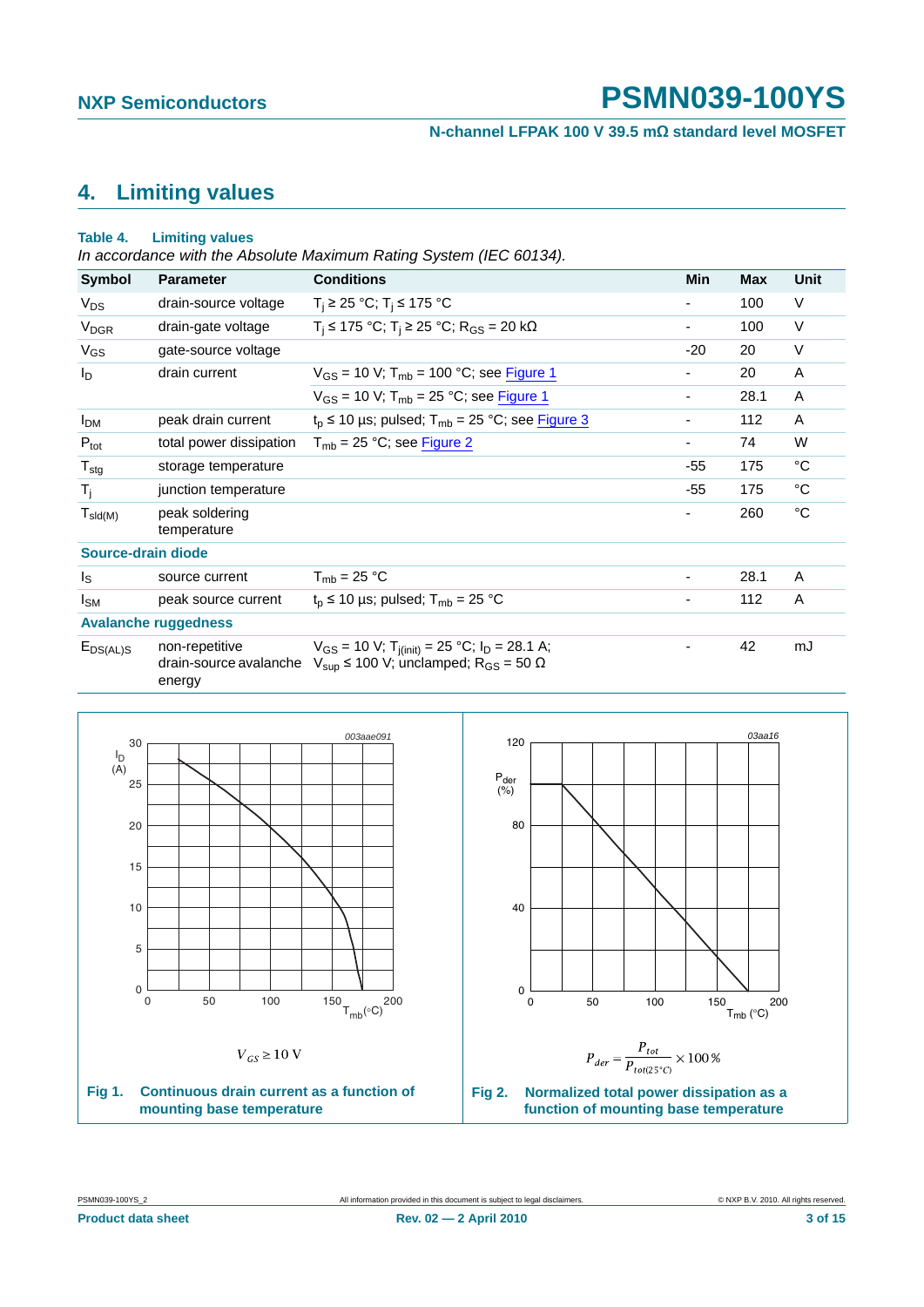## 4. Limiting values

**Table 4. Limiting values**

*In accordance with the Absolute Maximum Rating System (IEC 60134).*

| Symbol | Parameter | Conditions | Min | Max | Unit |
|---|---|---|---|---|---|
| $V_{DS}$ | drain-source voltage | $T_j \geq 25$ °C; $T_j \leq 175$ °C | - | 100 | V |
| $V_{DGR}$ | drain-gate voltage | $T_j \leq 175$ °C; $T_j \geq 25$ °C; $R_{GS} = 20$ kΩ | - | 100 | V |
| $V_{GS}$ | gate-source voltage | | -20 | 20 | V |
| $I_D$ | drain current | $V_{GS} = 10$ V; $T_{mb} = 100$ °C; see Figure 1 | - | 20 | A |
| | | $V_{GS} = 10$ V; $T_{mb} = 25$ °C; see Figure 1 | - | 28.1 | A |
| $I_{DM}$ | peak drain current | $t_p \leq 10$ µs; pulsed; $T_{mb} = 25$ °C; see Figure 3 | - | 112 | A |
| $P_{tot}$ | total power dissipation | $T_{mb} = 25$ °C; see Figure 2 | - | 74 | W |
| $T_{stg}$ | storage temperature | | -55 | 175 | °C |
| $T_j$ | junction temperature | | -55 | 175 | °C |
| $T_{sld(M)}$ | peak soldering temperature | | - | 260 | °C |
| **Source-drain diode** | | | | | |
| $I_S$ | source current | $T_{mb} = 25$ °C | - | 28.1 | A |
| $I_{SM}$ | peak source current | $t_p \leq 10$ µs; pulsed; $T_{mb} = 25$ °C | - | 112 | A |
| **Avalanche ruggedness** | | | | | |
| $E_{DS(AL)S}$ | non-repetitive drain-source avalanche energy | $V_{GS} = 10$ V; $T_{j(init)} = 25$ °C; $I_D = 28.1$ A; $V_{sup} \leq 100$ V; unclamped; $R_{GS} = 50$ Ω | - | 42 | mJ |

$V_{GS} \geq 10$ V

**Fig 1. Continuous drain current as a function of mounting base temperature**

$$P_{der} = \frac{P_{tot}}{P_{tot(25°C)}} \times 100\,\%$$

**Fig 2. Normalized total power dissipation as a function of mounting base temperature**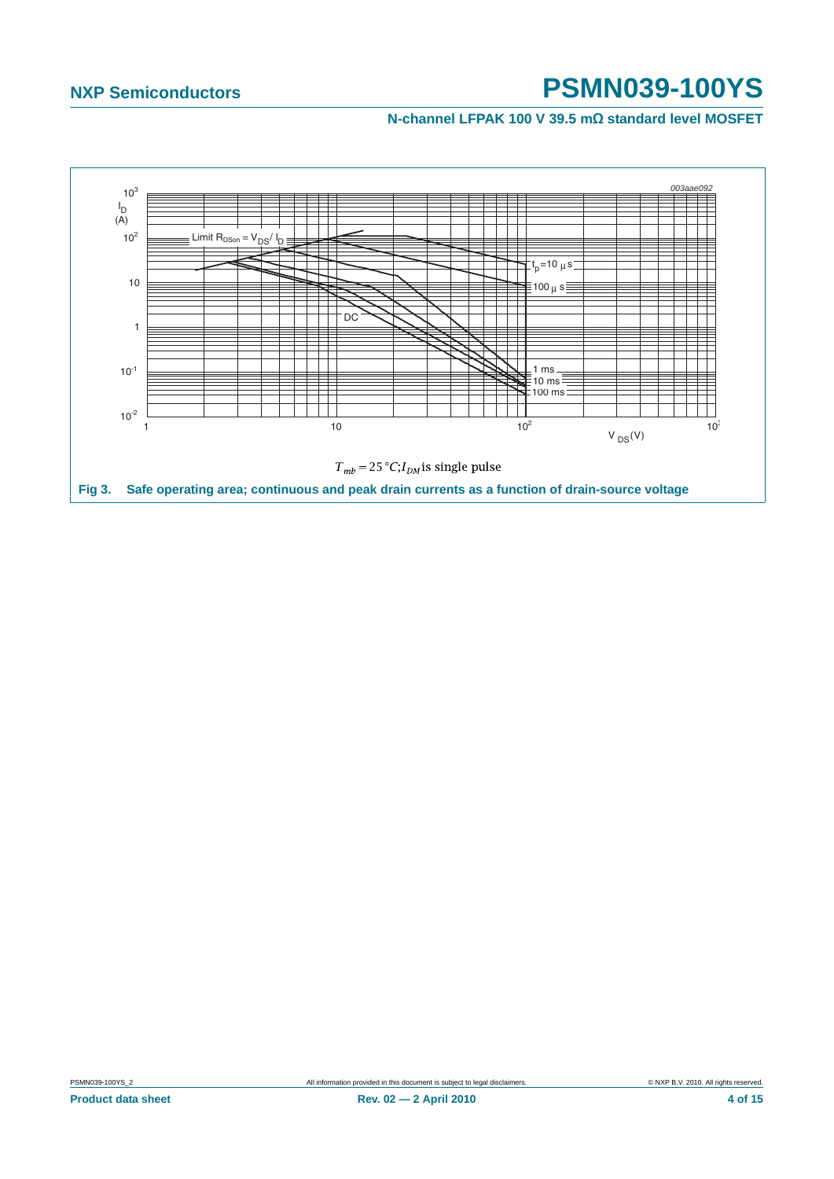$T_{mb} = 25\,°C; I_{DM}$ is single pulse

**Fig 3. Safe operating area; continuous and peak drain currents as a function of drain-source voltage**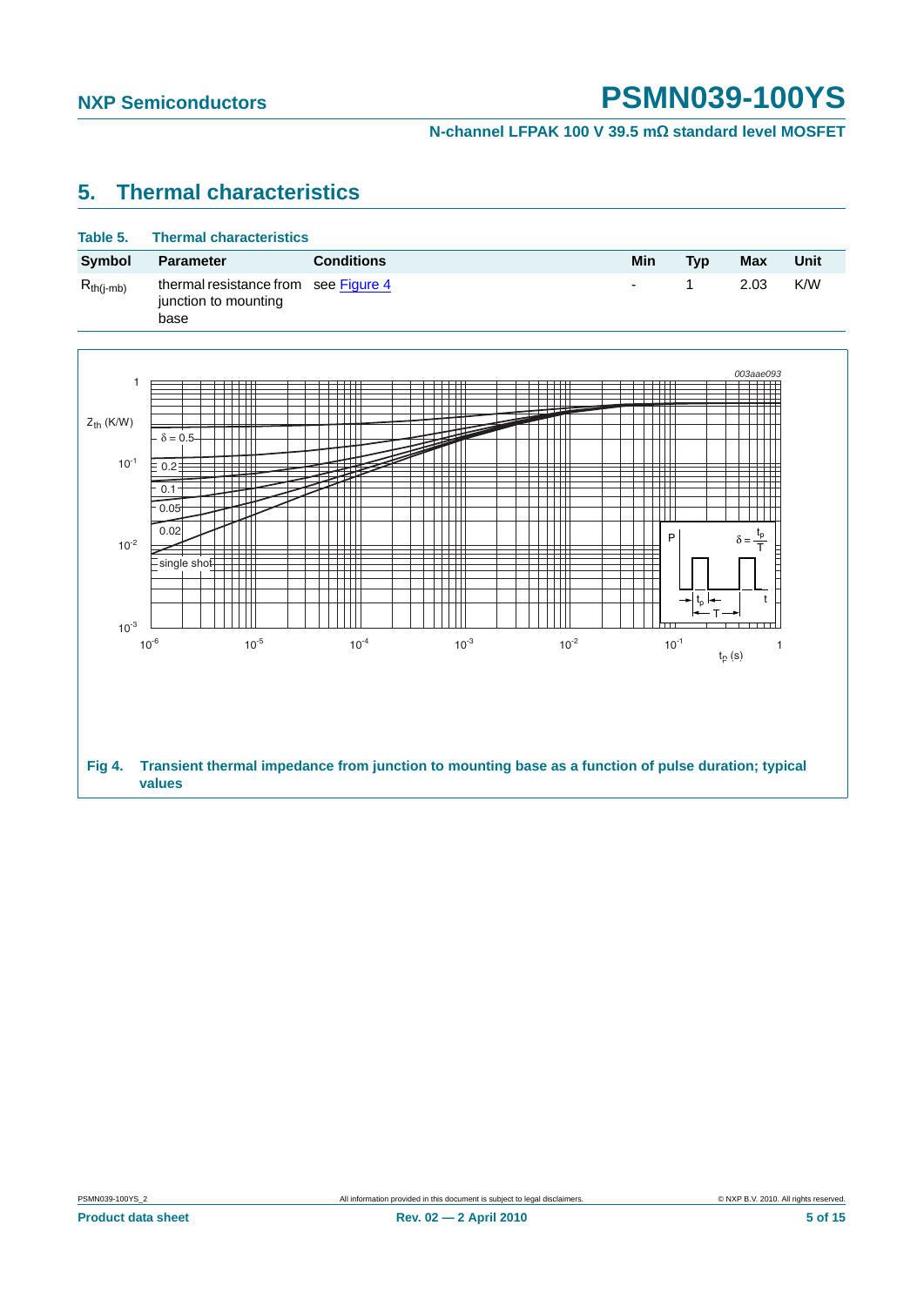## 5. Thermal characteristics

**Table 5. Thermal characteristics**

| Symbol | Parameter | Conditions | Min | Typ | Max | Unit |
|---|---|---|---|---|---|---|
| $R_{th(j-mb)}$ | thermal resistance from junction to mounting base | see Figure 4 | - | 1 | 2.03 | K/W |

**Fig 4. Transient thermal impedance from junction to mounting base as a function of pulse duration; typical values**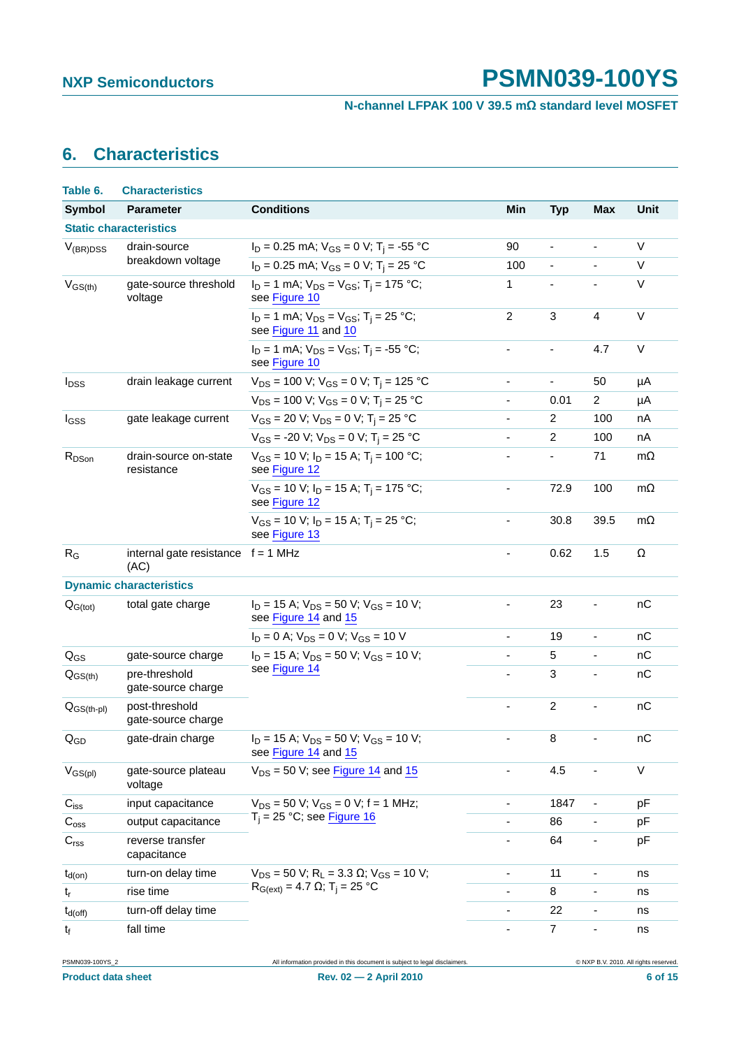## 6. Characteristics

**Table 6. Characteristics**

| Symbol | Parameter | Conditions | Min | Typ | Max | Unit |
|---|---|---|---|---|---|---|
| **Static characteristics** | | | | | | |
| $V_{(BR)DSS}$ | drain-source breakdown voltage | $I_D$ = 0.25 mA; $V_{GS}$ = 0 V; $T_j$ = -55 °C | 90 | - | - | V |
| | | $I_D$ = 0.25 mA; $V_{GS}$ = 0 V; $T_j$ = 25 °C | 100 | - | - | V |
| $V_{GS(th)}$ | gate-source threshold voltage | $I_D$ = 1 mA; $V_{DS}$ = $V_{GS}$; $T_j$ = 175 °C; see Figure 10 | 1 | - | - | V |
| | | $I_D$ = 1 mA; $V_{DS}$ = $V_{GS}$; $T_j$ = 25 °C; see Figure 11 and 10 | 2 | 3 | 4 | V |
| | | $I_D$ = 1 mA; $V_{DS}$ = $V_{GS}$; $T_j$ = -55 °C; see Figure 10 | - | - | 4.7 | V |
| $I_{DSS}$ | drain leakage current | $V_{DS}$ = 100 V; $V_{GS}$ = 0 V; $T_j$ = 125 °C | - | - | 50 | µA |
| | | $V_{DS}$ = 100 V; $V_{GS}$ = 0 V; $T_j$ = 25 °C | - | 0.01 | 2 | µA |
| $I_{GSS}$ | gate leakage current | $V_{GS}$ = 20 V; $V_{DS}$ = 0 V; $T_j$ = 25 °C | - | 2 | 100 | nA |
| | | $V_{GS}$ = -20 V; $V_{DS}$ = 0 V; $T_j$ = 25 °C | - | 2 | 100 | nA |
| $R_{DSon}$ | drain-source on-state resistance | $V_{GS}$ = 10 V; $I_D$ = 15 A; $T_j$ = 100 °C; see Figure 12 | - | - | 71 | mΩ |
| | | $V_{GS}$ = 10 V; $I_D$ = 15 A; $T_j$ = 175 °C; see Figure 12 | - | 72.9 | 100 | mΩ |
| | | $V_{GS}$ = 10 V; $I_D$ = 15 A; $T_j$ = 25 °C; see Figure 13 | - | 30.8 | 39.5 | mΩ |
| $R_G$ | internal gate resistance (AC) | f = 1 MHz | - | 0.62 | 1.5 | Ω |
| **Dynamic characteristics** | | | | | | |
| $Q_{G(tot)}$ | total gate charge | $I_D$ = 15 A; $V_{DS}$ = 50 V; $V_{GS}$ = 10 V; see Figure 14 and 15 | - | 23 | - | nC |
| | | $I_D$ = 0 A; $V_{DS}$ = 0 V; $V_{GS}$ = 10 V | - | 19 | - | nC |
| $Q_{GS}$ | gate-source charge | $I_D$ = 15 A; $V_{DS}$ = 50 V; $V_{GS}$ = 10 V; see Figure 14 | - | 5 | - | nC |
| $Q_{GS(th)}$ | pre-threshold gate-source charge | | - | 3 | - | nC |
| $Q_{GS(th-pl)}$ | post-threshold gate-source charge | | - | 2 | - | nC |
| $Q_{GD}$ | gate-drain charge | $I_D$ = 15 A; $V_{DS}$ = 50 V; $V_{GS}$ = 10 V; see Figure 14 and 15 | - | 8 | - | nC |
| $V_{GS(pl)}$ | gate-source plateau voltage | $V_{DS}$ = 50 V; see Figure 14 and 15 | - | 4.5 | - | V |
| $C_{iss}$ | input capacitance | $V_{DS}$ = 50 V; $V_{GS}$ = 0 V; f = 1 MHz; $T_j$ = 25 °C; see Figure 16 | - | 1847 | - | pF |
| $C_{oss}$ | output capacitance | | - | 86 | - | pF |
| $C_{rss}$ | reverse transfer capacitance | | - | 64 | - | pF |
| $t_{d(on)}$ | turn-on delay time | $V_{DS}$ = 50 V; $R_L$ = 3.3 Ω; $V_{GS}$ = 10 V; $R_{G(ext)}$ = 4.7 Ω; $T_j$ = 25 °C | - | 11 | - | ns |
| $t_r$ | rise time | | - | 8 | - | ns |
| $t_{d(off)}$ | turn-off delay time | | - | 22 | - | ns |
| $t_f$ | fall time | | - | 7 | - | ns |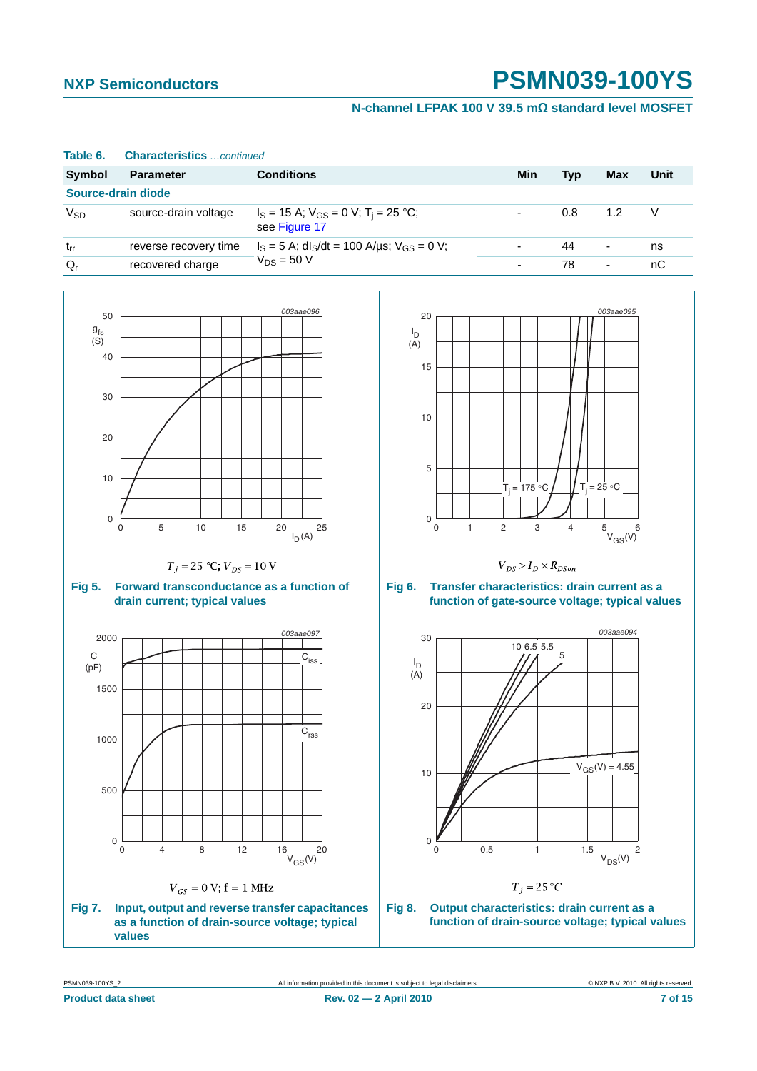**Table 6. Characteristics** *...continued*

| Symbol | Parameter | Conditions | Min | Typ | Max | Unit |
|---|---|---|---|---|---|---|
| **Source-drain diode** | | | | | | |
| $V_{SD}$ | source-drain voltage | $I_S$ = 15 A; $V_{GS}$ = 0 V; $T_j$ = 25 °C; see Figure 17 | - | 0.8 | 1.2 | V |
| $t_{rr}$ | reverse recovery time | $I_S$ = 5 A; $dI_S/dt$ = 100 A/µs; $V_{GS}$ = 0 V; $V_{DS}$ = 50 V | - | 44 | - | ns |
| $Q_r$ | recovered charge | | - | 78 | - | nC |

$T_j = 25\ °C; V_{DS} = 10\ V$

**Fig 5. Forward transconductance as a function of drain current; typical values**

$V_{DS} > I_D \times R_{DSon}$

**Fig 6. Transfer characteristics: drain current as a function of gate-source voltage; typical values**

$V_{GS} = 0\ V;\ f = 1\ MHz$

**Fig 7. Input, output and reverse transfer capacitances as a function of drain-source voltage; typical values**

$T_j = 25\ °C$

**Fig 8. Output characteristics: drain current as a function of drain-source voltage; typical values**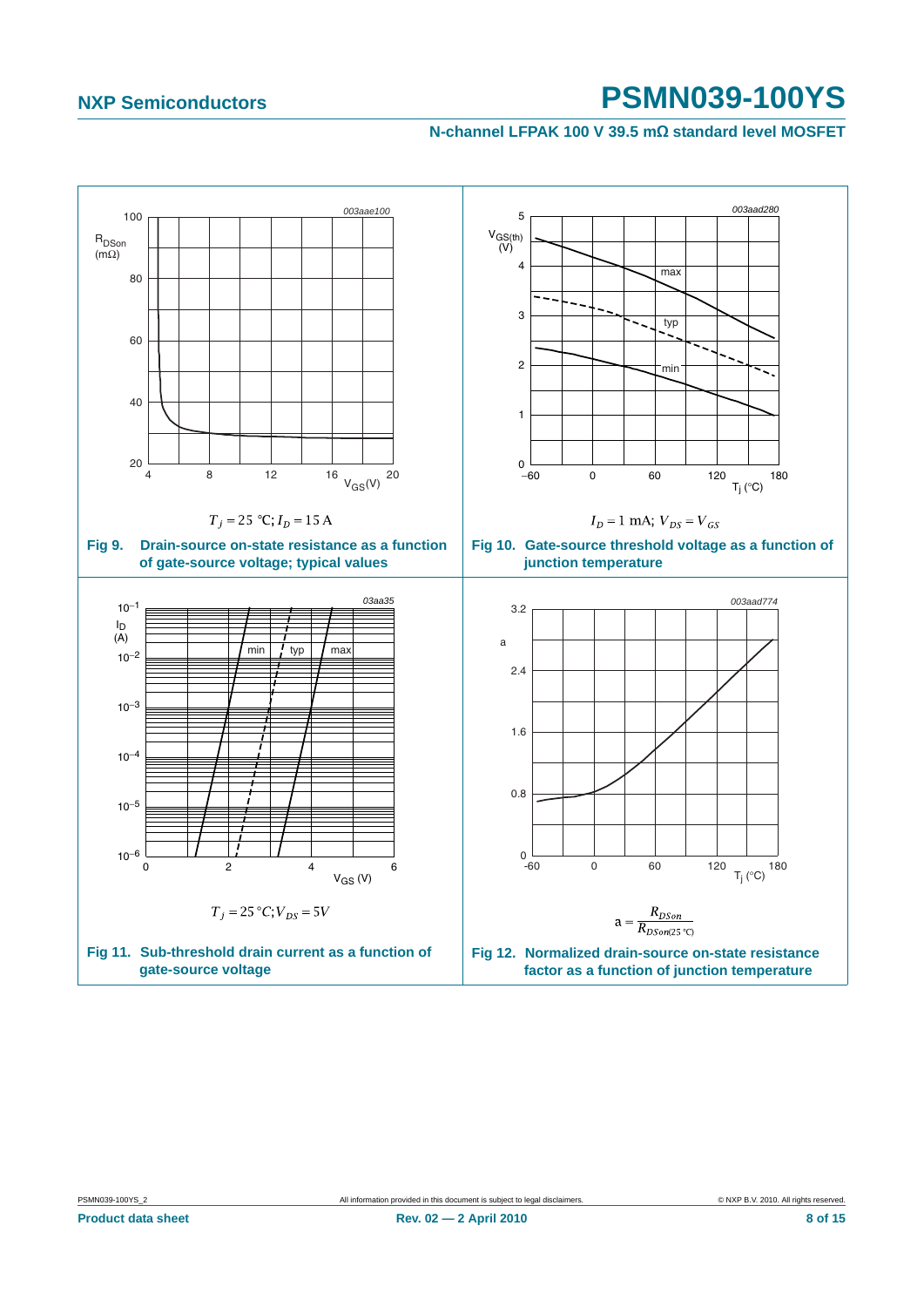$T_j = 25\ °C; I_D = 15\ A$

**Fig 9. Drain-source on-state resistance as a function of gate-source voltage; typical values**

$I_D = 1\ mA; V_{DS} = V_{GS}$

**Fig 10. Gate-source threshold voltage as a function of junction temperature**

$T_j = 25\ °C; V_{DS} = 5V$

**Fig 11. Sub-threshold drain current as a function of gate-source voltage**

$$a = \frac{R_{DSon}}{R_{DSon(25\ °C)}}$$

**Fig 12. Normalized drain-source on-state resistance factor as a function of junction temperature**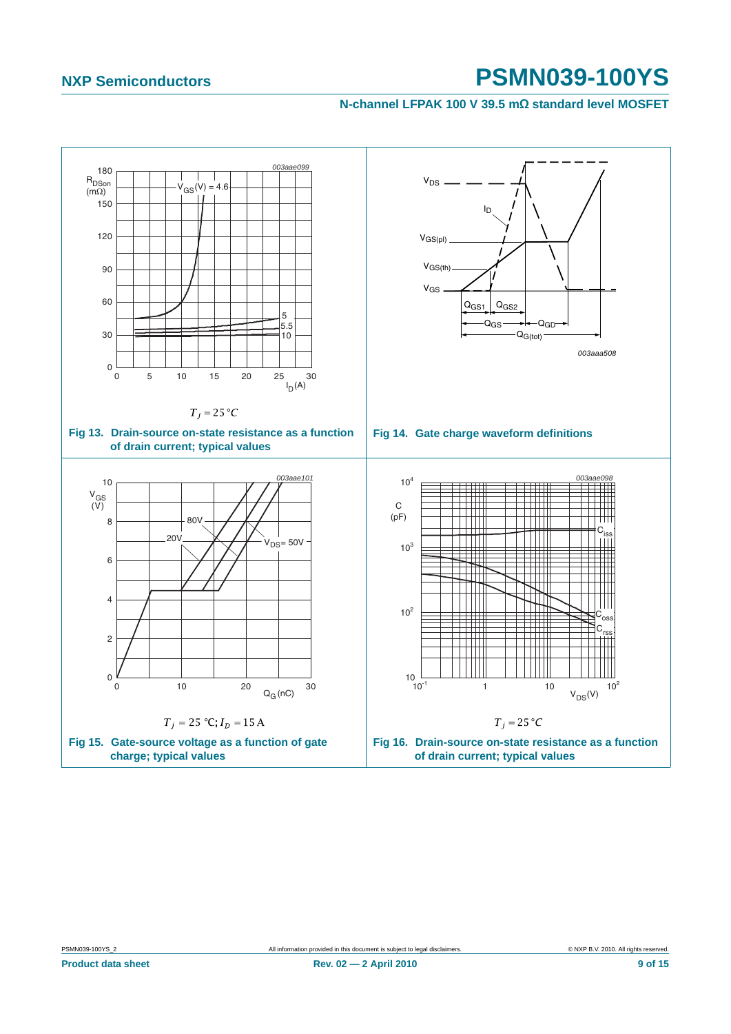$T_j = 25\,°C$

Fig 13. Drain-source on-state resistance as a function of drain current; typical values

Fig 14. Gate charge waveform definitions

$T_j = 25\,°C; I_D = 15\,A$

Fig 15. Gate-source voltage as a function of gate charge; typical values

$T_j = 25\,°C$

Fig 16. Drain-source on-state resistance as a function of drain current; typical values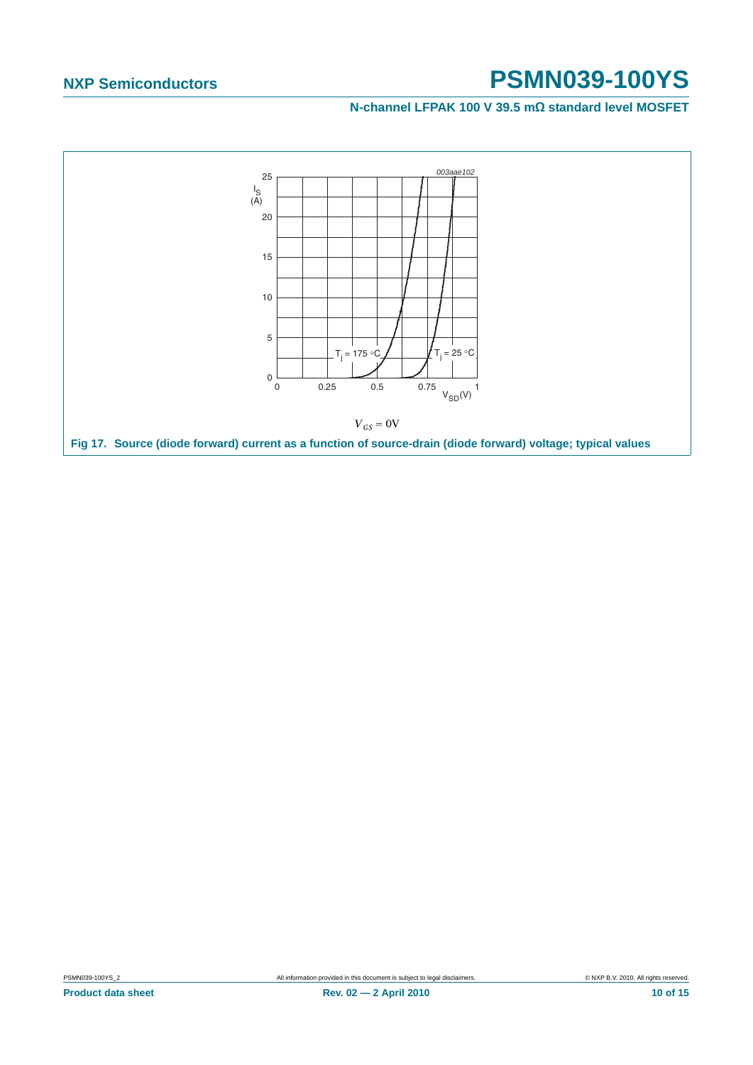003aae102

$I_S$ (A)

25

20

15

10

5

0

0 0.25 0.5 0.75 1

$V_{SD}$(V)

$T_j$ = 175 °C

$T_j$ = 25 °C

$V_{GS} = 0V$

**Fig 17. Source (diode forward) current as a function of source-drain (diode forward) voltage; typical values**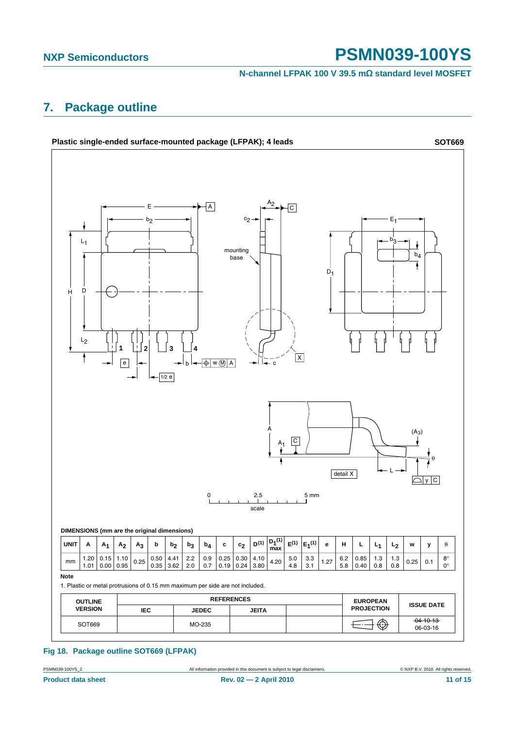## 7. Package outline

**Plastic single-ended surface-mounted package (LFPAK); 4 leads** **SOT669**

**DIMENSIONS (mm are the original dimensions)**

| UNIT | A | $A_1$ | $A_2$ | $A_3$ | b | $b_2$ | $b_3$ | $b_4$ | c | $c_2$ | D[(1)] | $D_1$[(1)] max | E[(1)] | $E_1$[(1)] | e | H | L | $L_1$ | $L_2$ | w | y | θ |
|---|---|---|---|---|---|---|---|---|---|---|---|---|---|---|---|---|---|---|---|---|---|---|
| mm | 1.20<br>1.01 | 0.15<br>0.00 | 1.10<br>0.95 | 0.25 | 0.50<br>0.35 | 4.41<br>3.62 | 2.2<br>2.0 | 0.9<br>0.7 | 0.25<br>0.19 | 0.30<br>0.24 | 4.10<br>3.80 | 4.20 | 5.0<br>4.8 | 3.3<br>3.1 | 1.27 | 6.2<br>5.8 | 0.85<br>0.40 | 1.3<br>0.8 | 1.3<br>0.8 | 0.25 | 0.1 | 8°<br>0° |

**Note**

1. Plastic or metal protrusions of 0.15 mm maximum per side are not included.

| OUTLINE VERSION | REFERENCES | | | | EUROPEAN PROJECTION | ISSUE DATE |
|---|---|---|---|---|---|---|
| | IEC | JEDEC | JEITA | | | |
| SOT669 | | MO-235 | | | | ~~04-10-13~~<br>06-03-16 |

**Fig 18. Package outline SOT669 (LFPAK)**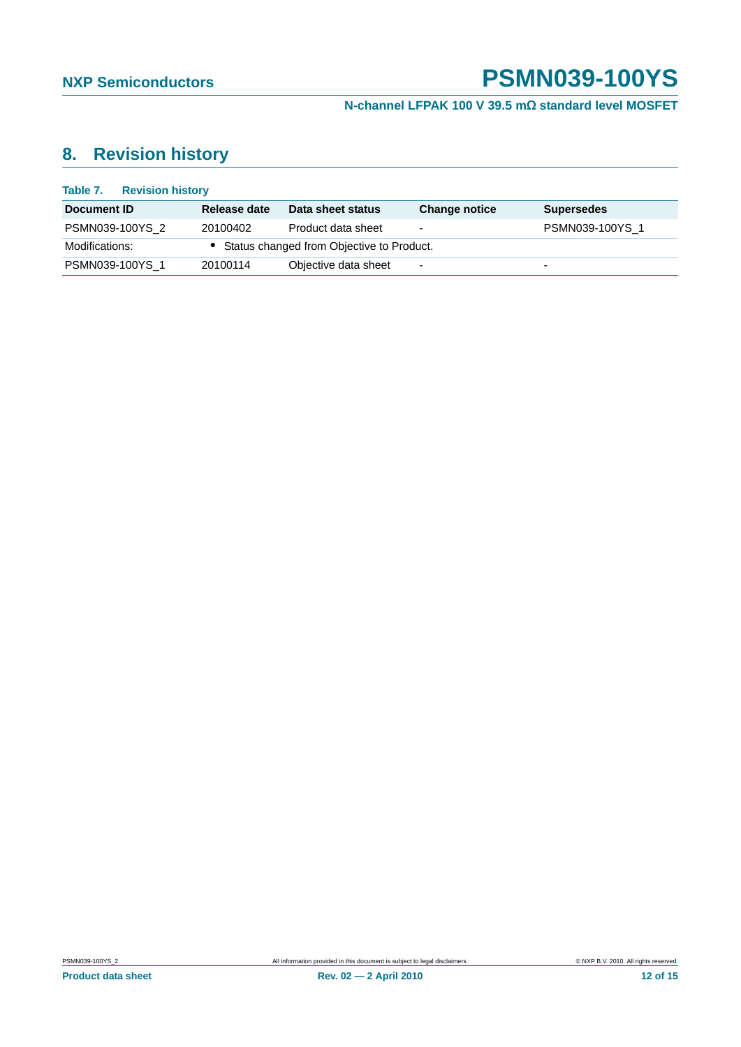## 8. Revision history

**Table 7. Revision history**

| Document ID | Release date | Data sheet status | Change notice | Supersedes |
|---|---|---|---|---|
| PSMN039-100YS_2 | 20100402 | Product data sheet | - | PSMN039-100YS_1 |
| Modifications: | • Status changed from Objective to Product. | | | |
| PSMN039-100YS_1 | 20100114 | Objective data sheet | - | - |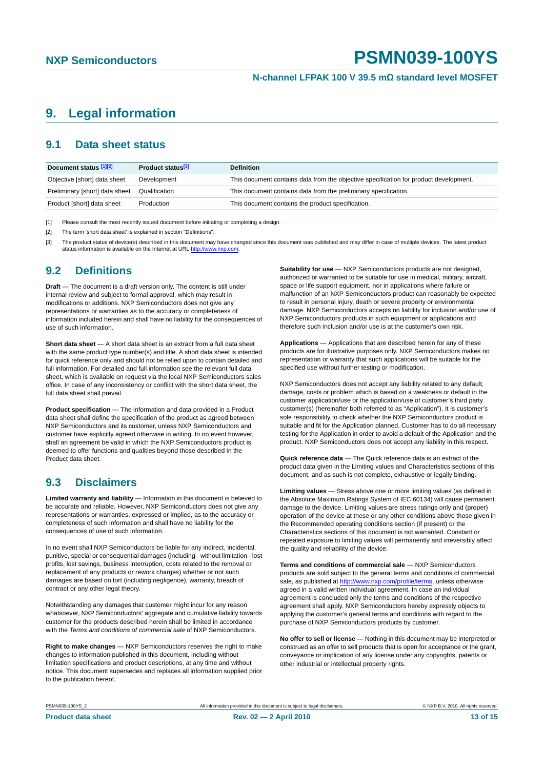# 9. Legal information

## 9.1 Data sheet status

| Document status [1][2] | Product status[3] | Definition |
|---|---|---|
| Objective [short] data sheet | Development | This document contains data from the objective specification for product development. |
| Preliminary [short] data sheet | Qualification | This document contains data from the preliminary specification. |
| Product [short] data sheet | Production | This document contains the product specification. |

[1] Please consult the most recently issued document before initiating or completing a design.

[2] The term 'short data sheet' is explained in section "Definitions".

[3] The product status of device(s) described in this document may have changed since this document was published and may differ in case of multiple devices. The latest product status information is available on the Internet at URL http://www.nxp.com.

## 9.2 Definitions

**Draft** — The document is a draft version only. The content is still under internal review and subject to formal approval, which may result in modifications or additions. NXP Semiconductors does not give any representations or warranties as to the accuracy or completeness of information included herein and shall have no liability for the consequences of use of such information.

**Short data sheet** — A short data sheet is an extract from a full data sheet with the same product type number(s) and title. A short data sheet is intended for quick reference only and should not be relied upon to contain detailed and full information. For detailed and full information see the relevant full data sheet, which is available on request via the local NXP Semiconductors sales office. In case of any inconsistency or conflict with the short data sheet, the full data sheet shall prevail.

**Product specification** — The information and data provided in a Product data sheet shall define the specification of the product as agreed between NXP Semiconductors and its customer, unless NXP Semiconductors and customer have explicitly agreed otherwise in writing. In no event however, shall an agreement be valid in which the NXP Semiconductors product is deemed to offer functions and qualities beyond those described in the Product data sheet.

## 9.3 Disclaimers

**Limited warranty and liability** — Information in this document is believed to be accurate and reliable. However, NXP Semiconductors does not give any representations or warranties, expressed or implied, as to the accuracy or completeness of such information and shall have no liability for the consequences of use of such information.

In no event shall NXP Semiconductors be liable for any indirect, incidental, punitive, special or consequential damages (including - without limitation - lost profits, lost savings, business interruption, costs related to the removal or replacement of any products or rework charges) whether or not such damages are based on tort (including negligence), warranty, breach of contract or any other legal theory.

Notwithstanding any damages that customer might incur for any reason whatsoever, NXP Semiconductors' aggregate and cumulative liability towards customer for the products described herein shall be limited in accordance with the *Terms and conditions of commercial sale* of NXP Semiconductors.

**Right to make changes** — NXP Semiconductors reserves the right to make changes to information published in this document, including without limitation specifications and product descriptions, at any time and without notice. This document supersedes and replaces all information supplied prior to the publication hereof.

**Suitability for use** — NXP Semiconductors products are not designed, authorized or warranted to be suitable for use in medical, military, aircraft, space or life support equipment, nor in applications where failure or malfunction of an NXP Semiconductors product can reasonably be expected to result in personal injury, death or severe property or environmental damage. NXP Semiconductors accepts no liability for inclusion and/or use of NXP Semiconductors products in such equipment or applications and therefore such inclusion and/or use is at the customer's own risk.

**Applications** — Applications that are described herein for any of these products are for illustrative purposes only. NXP Semiconductors makes no representation or warranty that such applications will be suitable for the specified use without further testing or modification.

NXP Semiconductors does not accept any liability related to any default, damage, costs or problem which is based on a weakness or default in the customer application/use or the application/use of customer's third party customer(s) (hereinafter both referred to as "Application"). It is customer's sole responsibility to check whether the NXP Semiconductors product is suitable and fit for the Application planned. Customer has to do all necessary testing for the Application in order to avoid a default of the Application and the product. NXP Semiconductors does not accept any liability in this respect.

**Quick reference data** — The Quick reference data is an extract of the product data given in the Limiting values and Characteristics sections of this document, and as such is not complete, exhaustive or legally binding.

**Limiting values** — Stress above one or more limiting values (as defined in the Absolute Maximum Ratings System of IEC 60134) will cause permanent damage to the device. Limiting values are stress ratings only and (proper) operation of the device at these or any other conditions above those given in the Recommended operating conditions section (if present) or the Characteristics sections of this document is not warranted. Constant or repeated exposure to limiting values will permanently and irreversibly affect the quality and reliability of the device.

**Terms and conditions of commercial sale** — NXP Semiconductors products are sold subject to the general terms and conditions of commercial sale, as published at http://www.nxp.com/profile/terms, unless otherwise agreed in a valid written individual agreement. In case an individual agreement is concluded only the terms and conditions of the respective agreement shall apply. NXP Semiconductors hereby expressly objects to applying the customer's general terms and conditions with regard to the purchase of NXP Semiconductors products by customer.

**No offer to sell or license** — Nothing in this document may be interpreted or construed as an offer to sell products that is open for acceptance or the grant, conveyance or implication of any license under any copyrights, patents or other industrial or intellectual property rights.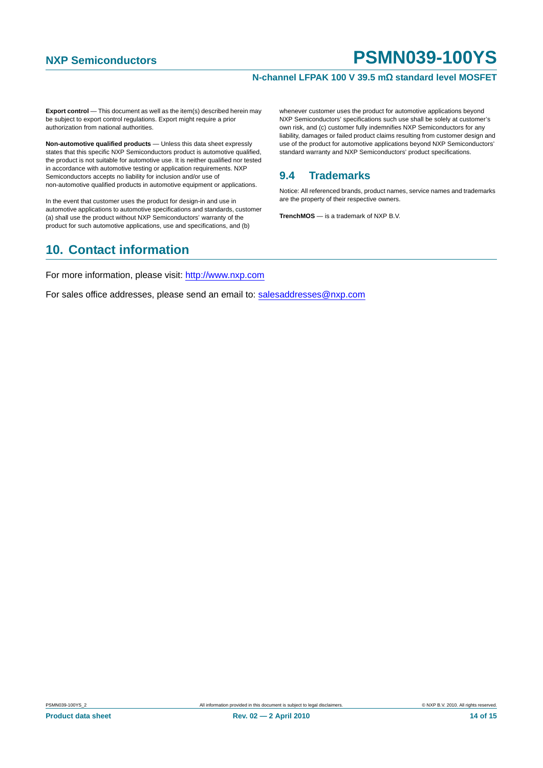**Export control** — This document as well as the item(s) described herein may be subject to export control regulations. Export might require a prior authorization from national authorities.

**Non-automotive qualified products** — Unless this data sheet expressly states that this specific NXP Semiconductors product is automotive qualified, the product is not suitable for automotive use. It is neither qualified nor tested in accordance with automotive testing or application requirements. NXP Semiconductors accepts no liability for inclusion and/or use of non-automotive qualified products in automotive equipment or applications.

In the event that customer uses the product for design-in and use in automotive applications to automotive specifications and standards, customer (a) shall use the product without NXP Semiconductors' warranty of the product for such automotive applications, use and specifications, and (b) whenever customer uses the product for automotive applications beyond NXP Semiconductors' specifications such use shall be solely at customer's own risk, and (c) customer fully indemnifies NXP Semiconductors for any liability, damages or failed product claims resulting from customer design and use of the product for automotive applications beyond NXP Semiconductors' standard warranty and NXP Semiconductors' product specifications.

### 9.4 Trademarks

Notice: All referenced brands, product names, service names and trademarks are the property of their respective owners.

**TrenchMOS** — is a trademark of NXP B.V.

## 10. Contact information

For more information, please visit: http://www.nxp.com

For sales office addresses, please send an email to: salesaddresses@nxp.com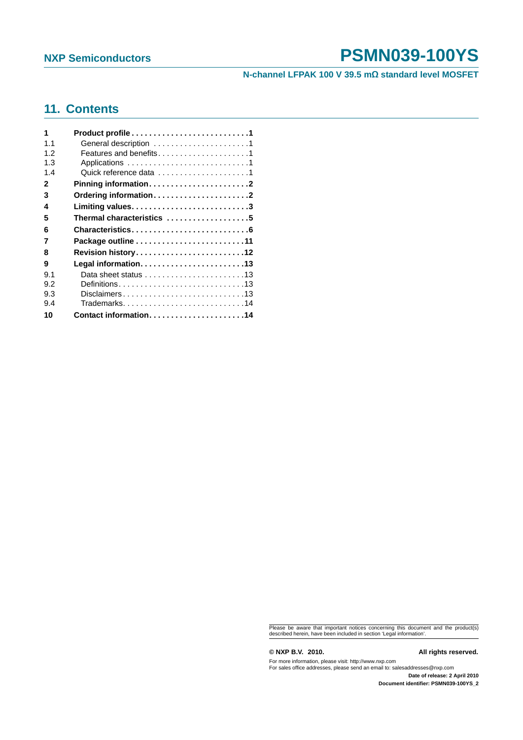## 11. Contents

| | | |
|---|---|---|
| **1** | **Product profile** | **1** |
| 1.1 | General description | 1 |
| 1.2 | Features and benefits | 1 |
| 1.3 | Applications | 1 |
| 1.4 | Quick reference data | 1 |
| **2** | **Pinning information** | **2** |
| **3** | **Ordering information** | **2** |
| **4** | **Limiting values** | **3** |
| **5** | **Thermal characteristics** | **5** |
| **6** | **Characteristics** | **6** |
| **7** | **Package outline** | **11** |
| **8** | **Revision history** | **12** |
| **9** | **Legal information** | **13** |
| 9.1 | Data sheet status | 13 |
| 9.2 | Definitions | 13 |
| 9.3 | Disclaimers | 13 |
| 9.4 | Trademarks | 14 |
| **10** | **Contact information** | **14** |

Please be aware that important notices concerning this document and the product(s) described herein, have been included in section 'Legal information'.

**© NXP B.V. 2010. All rights reserved.**

For more information, please visit: http://www.nxp.com
For sales office addresses, please send an email to: salesaddresses@nxp.com

**Date of release: 2 April 2010**

**Document identifier: PSMN039-100YS_2**